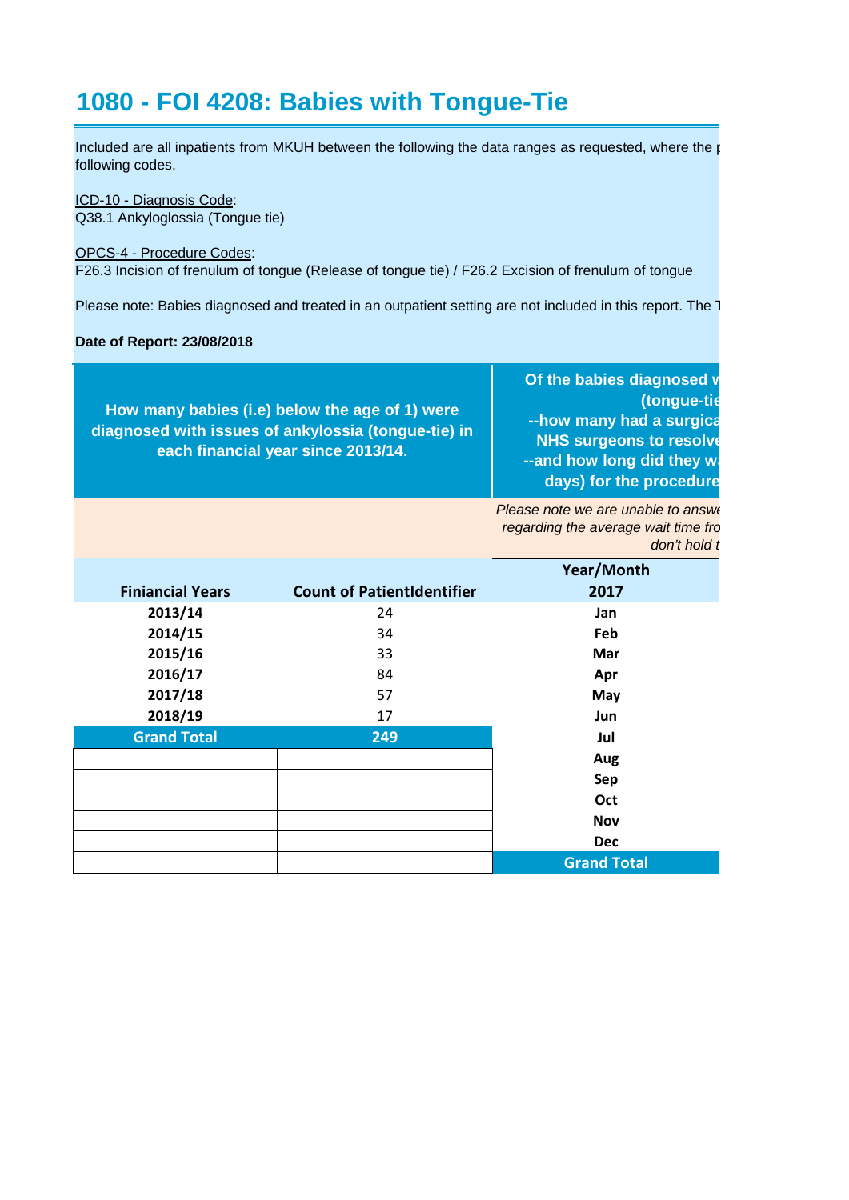# 1080 - FOI 4208: Babies with Tongue-Tie

Included are all inpatients from MKUH between the following the data ranges as requested, where the p following codes.

ICD-10 - Diagnosis Code:
Q38.1 Ankyloglossia (Tongue tie)

OPCS-4 - Procedure Codes:
F26.3 Incision of frenulum of tongue (Release of tongue tie) / F26.2 Excision of frenulum of tongue

Please note: Babies diagnosed and treated in an outpatient setting are not included in this report. The T

**Date of Report: 23/08/2018**

| How many babies (i.e) below the age of 1) were diagnosed with issues of ankylossia (tongue-tie) in each financial year since 2013/14. | | Of the babies diagnosed w (tongue-tie --how many had a surgica NHS surgeons to resolve --and how long did they wa days) for the procedure |
|---|---|---|
| | | *Please note we are unable to answe regarding the average wait time fro don't hold t* |
| | | **Year/Month** |
| **Finiancial Years** | **Count of PatientIdentifier** | **2017** |
| **2013/14** | 24 | **Jan** |
| **2014/15** | 34 | **Feb** |
| **2015/16** | 33 | **Mar** |
| **2016/17** | 84 | **Apr** |
| **2017/18** | 57 | **May** |
| **2018/19** | 17 | **Jun** |
| **Grand Total** | **249** | **Jul** |
| | | **Aug** |
| | | **Sep** |
| | | **Oct** |
| | | **Nov** |
| | | **Dec** |
| | | **Grand Total** |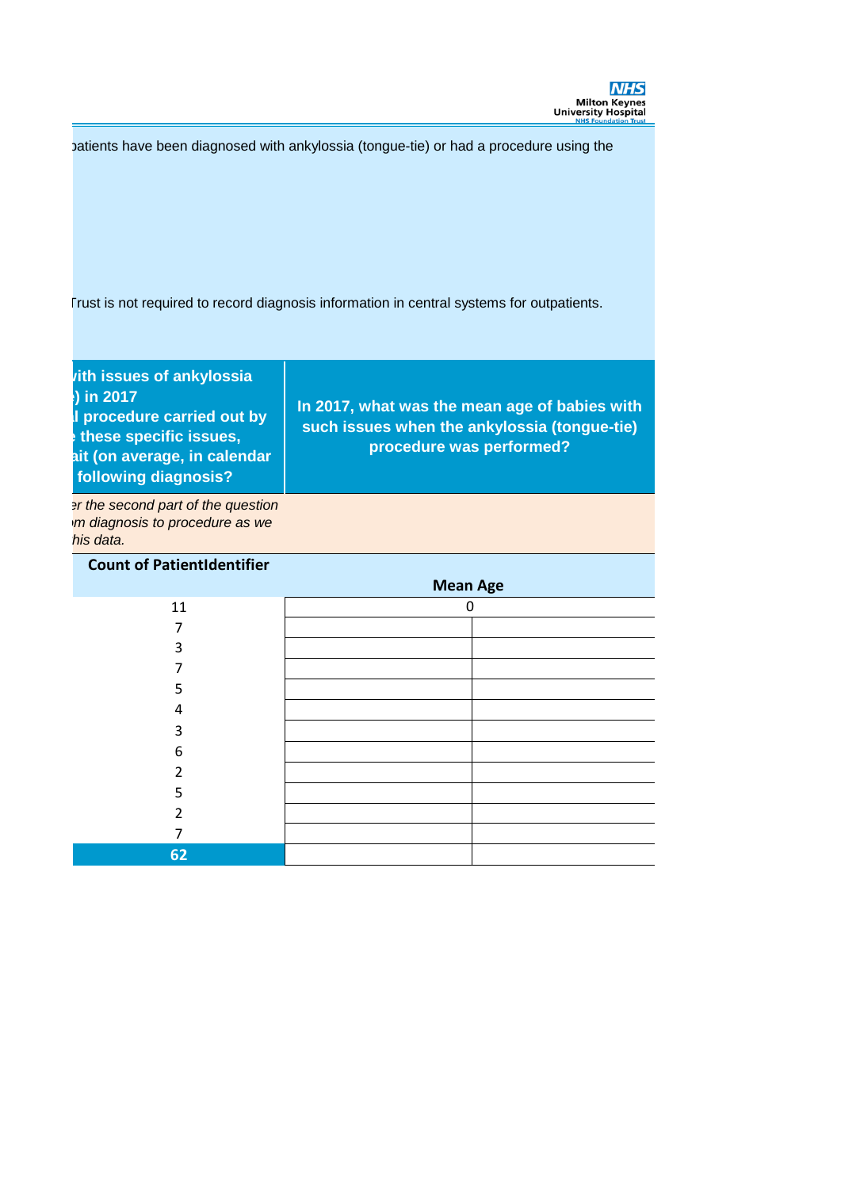patients have been diagnosed with ankylossia (tongue-tie) or had a procedure using the

Trust is not required to record diagnosis information in central systems for outpatients.

| with issues of ankylossia ) in 2017 l procedure carried out by these specific issues, ait (on average, in calendar following diagnosis? | In 2017, what was the mean age of babies with such issues when the ankylossia (tongue-tie) procedure was performed? | |
|---|---|---|
| *er the second part of the question m diagnosis to procedure as we his data.* | | |
| **Count of PatientIdentifier** | | |
| | **Mean Age** | |
| 11 | 0 | |
| 7 | | |
| 3 | | |
| 7 | | |
| 5 | | |
| 4 | | |
| 3 | | |
| 6 | | |
| 2 | | |
| 5 | | |
| 2 | | |
| 7 | | |
| **62** | | |